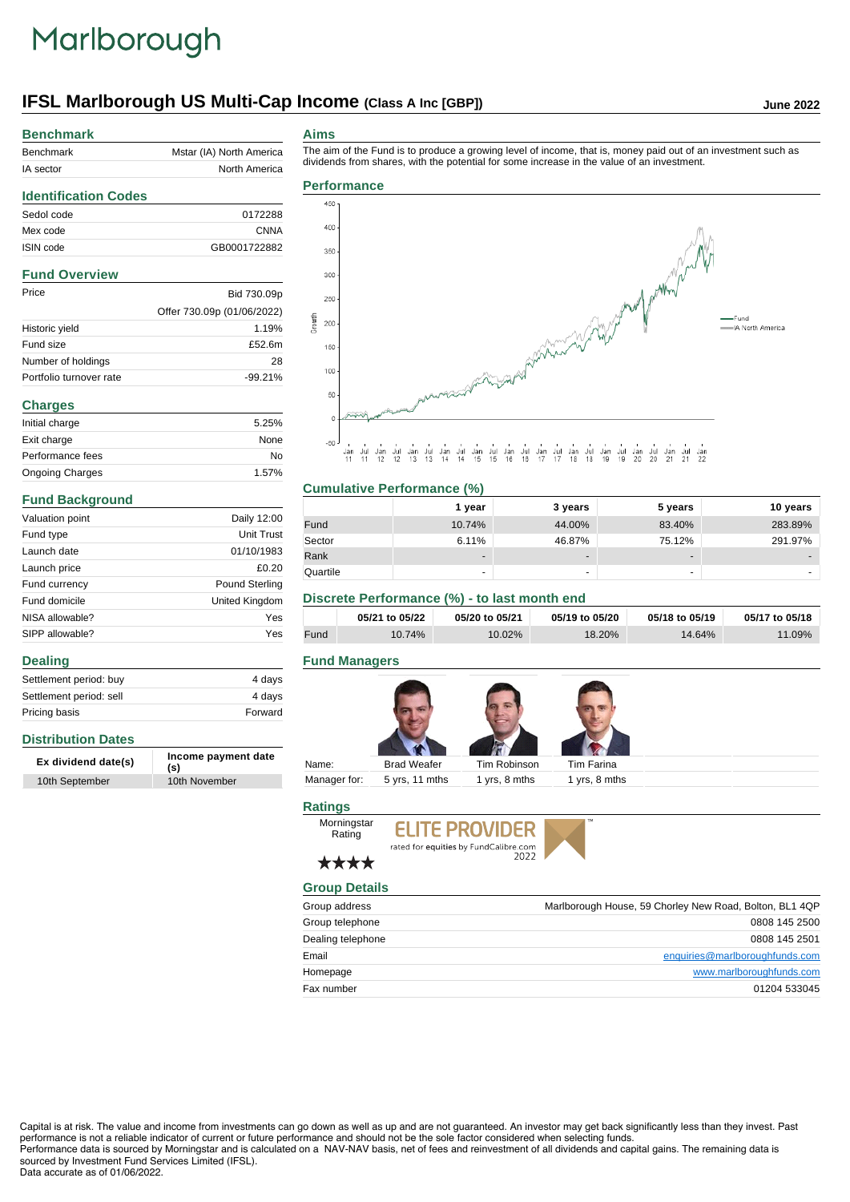Marlborough

# IFSL Marlborough US Multi-Cap Income (Class A Inc [GBP])

June 2022

## Benchmark

| | |
|---|---|
| Benchmark | Mstar (IA) North America |
| IA sector | North America |

## Identification Codes

| | |
|---|---|
| Sedol code | 0172288 |
| Mex code | CNNA |
| ISIN code | GB0001722882 |

## Fund Overview

| | |
|---|---|
| Price | Bid 730.09p |
| | Offer 730.09p (01/06/2022) |
| Historic yield | 1.19% |
| Fund size | £52.6m |
| Number of holdings | 28 |
| Portfolio turnover rate | -99.21% |

## Charges

| | |
|---|---|
| Initial charge | 5.25% |
| Exit charge | None |
| Performance fees | No |
| Ongoing Charges | 1.57% |

## Fund Background

| | |
|---|---|
| Valuation point | Daily 12:00 |
| Fund type | Unit Trust |
| Launch date | 01/10/1983 |
| Launch price | £0.20 |
| Fund currency | Pound Sterling |
| Fund domicile | United Kingdom |
| NISA allowable? | Yes |
| SIPP allowable? | Yes |

## Dealing

| | |
|---|---|
| Settlement period: buy | 4 days |
| Settlement period: sell | 4 days |
| Pricing basis | Forward |

## Distribution Dates

| Ex dividend date(s) | Income payment date (s) |
|---|---|
| 10th September | 10th November |

## Aims

The aim of the Fund is to produce a growing level of income, that is, money paid out of an investment such as dividends from shares, with the potential for some increase in the value of an investment.

## Performance

## Cumulative Performance (%)

| | 1 year | 3 years | 5 years | 10 years |
|---|---|---|---|---|
| Fund | 10.74% | 44.00% | 83.40% | 283.89% |
| Sector | 6.11% | 46.87% | 75.12% | 291.97% |
| Rank | - | - | - | - |
| Quartile | - | - | - | - |

## Discrete Performance (%) - to last month end

| | 05/21 to 05/22 | 05/20 to 05/21 | 05/19 to 05/20 | 05/18 to 05/19 | 05/17 to 05/18 |
|---|---|---|---|---|---|
| Fund | 10.74% | 10.02% | 18.20% | 14.64% | 11.09% |

## Fund Managers

| | | | |
|---|---|---|---|
| Name: | Brad Weafer | Tim Robinson | Tim Farina |
| Manager for: | 5 yrs, 11 mths | 1 yrs, 8 mths | 1 yrs, 8 mths |

## Ratings

Morningstar Rating ★★★★

ELITE PROVIDER rated for equities by FundCalibre.com 2022

## Group Details

| | |
|---|---|
| Group address | Marlborough House, 59 Chorley New Road, Bolton, BL1 4QP |
| Group telephone | 0808 145 2500 |
| Dealing telephone | 0808 145 2501 |
| Email | enquiries@marlboroughfunds.com |
| Homepage | www.marlboroughfunds.com |
| Fax number | 01204 533045 |

Capital is at risk. The value and income from investments can go down as well as up and are not guaranteed. An investor may get back significantly less than they invest. Past performance is not a reliable indicator of current or future performance and should not be the sole factor considered when selecting funds.
Performance data is sourced by Morningstar and is calculated on a NAV-NAV basis, net of fees and reinvestment of all dividends and capital gains. The remaining data is sourced by Investment Fund Services Limited (IFSL).
Data accurate as of 01/06/2022.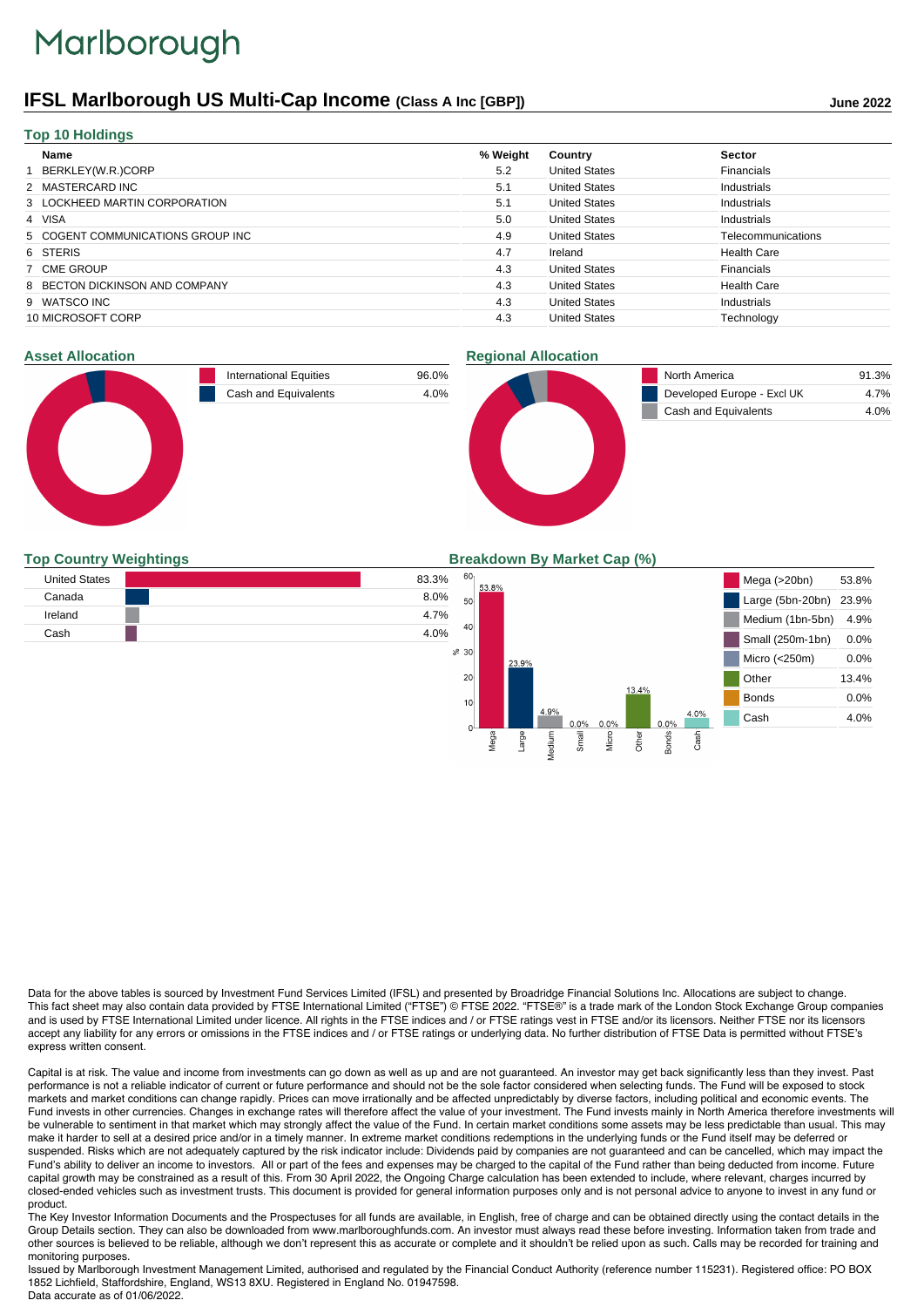Marlborough

# IFSL Marlborough US Multi-Cap Income (Class A Inc [GBP])

June 2022

## Top 10 Holdings

| | Name | % Weight | Country | Sector |
|---|---|---|---|---|
| 1 | BERKLEY(W.R.)CORP | 5.2 | United States | Financials |
| 2 | MASTERCARD INC | 5.1 | United States | Industrials |
| 3 | LOCKHEED MARTIN CORPORATION | 5.1 | United States | Industrials |
| 4 | VISA | 5.0 | United States | Industrials |
| 5 | COGENT COMMUNICATIONS GROUP INC | 4.9 | United States | Telecommunications |
| 6 | STERIS | 4.7 | Ireland | Health Care |
| 7 | CME GROUP | 4.3 | United States | Financials |
| 8 | BECTON DICKINSON AND COMPANY | 4.3 | United States | Health Care |
| 9 | WATSCO INC | 4.3 | United States | Industrials |
| 10 | MICROSOFT CORP | 4.3 | United States | Technology |

## Asset Allocation

| | |
|---|---|
| International Equities | 96.0% |
| Cash and Equivalents | 4.0% |

## Regional Allocation

| | |
|---|---|
| North America | 91.3% |
| Developed Europe - Excl UK | 4.7% |
| Cash and Equivalents | 4.0% |

## Top Country Weightings

| | |
|---|---|
| United States | 83.3% |
| Canada | 8.0% |
| Ireland | 4.7% |
| Cash | 4.0% |

## Breakdown By Market Cap (%)

60
50
40
% 30
20
10
0

53.8% 23.9% 4.9% 0.0% 0.0% 13.4% 0.0% 4.0%

Mega Large Medium Small Micro Other Bonds Cash

| | |
|---|---|
| Mega (>20bn) | 53.8% |
| Large (5bn-20bn) | 23.9% |
| Medium (1bn-5bn) | 4.9% |
| Small (250m-1bn) | 0.0% |
| Micro (<250m) | 0.0% |
| Other | 13.4% |
| Bonds | 0.0% |
| Cash | 4.0% |

Data for the above tables is sourced by Investment Fund Services Limited (IFSL) and presented by Broadridge Financial Solutions Inc. Allocations are subject to change. This fact sheet may also contain data provided by FTSE International Limited ("FTSE") © FTSE 2022. "FTSE®" is a trade mark of the London Stock Exchange Group companies and is used by FTSE International Limited under licence. All rights in the FTSE indices and / or FTSE ratings vest in FTSE and/or its licensors. Neither FTSE nor its licensors accept any liability for any errors or omissions in the FTSE indices and / or FTSE ratings or underlying data. No further distribution of FTSE Data is permitted without FTSE's express written consent.

Capital is at risk. The value and income from investments can go down as well as up and are not guaranteed. An investor may get back significantly less than they invest. Past performance is not a reliable indicator of current or future performance and should not be the sole factor considered when selecting funds. The Fund will be exposed to stock markets and market conditions can change rapidly. Prices can move irrationally and be affected unpredictably by diverse factors, including political and economic events. The Fund invests in other currencies. Changes in exchange rates will therefore affect the value of your investment. The Fund invests mainly in North America therefore investments will be vulnerable to sentiment in that market which may strongly affect the value of the Fund. In certain market conditions some assets may be less predictable than usual. This may make it harder to sell at a desired price and/or in a timely manner. In extreme market conditions redemptions in the underlying funds or the Fund itself may be deferred or suspended. Risks which are not adequately captured by the risk indicator include: Dividends paid by companies are not guaranteed and can be cancelled, which may impact the Fund's ability to deliver an income to investors. All or part of the fees and expenses may be charged to the capital of the Fund rather than being deducted from income. Future capital growth may be constrained as a result of this. From 30 April 2022, the Ongoing Charge calculation has been extended to include, where relevant, charges incurred by closed-ended vehicles such as investment trusts. This document is provided for general information purposes only and is not personal advice to anyone to invest in any fund or product.
The Key Investor Information Documents and the Prospectuses for all funds are available, in English, free of charge and can be obtained directly using the contact details in the Group Details section. They can also be downloaded from www.marlboroughfunds.com. An investor must always read these before investing. Information taken from trade and other sources is believed to be reliable, although we don't represent this as accurate or complete and it shouldn't be relied upon as such. Calls may be recorded for training and monitoring purposes.
Issued by Marlborough Investment Management Limited, authorised and regulated by the Financial Conduct Authority (reference number 115231). Registered office: PO BOX 1852 Lichfield, Staffordshire, England, WS13 8XU. Registered in England No. 01947598.
Data accurate as of 01/06/2022.